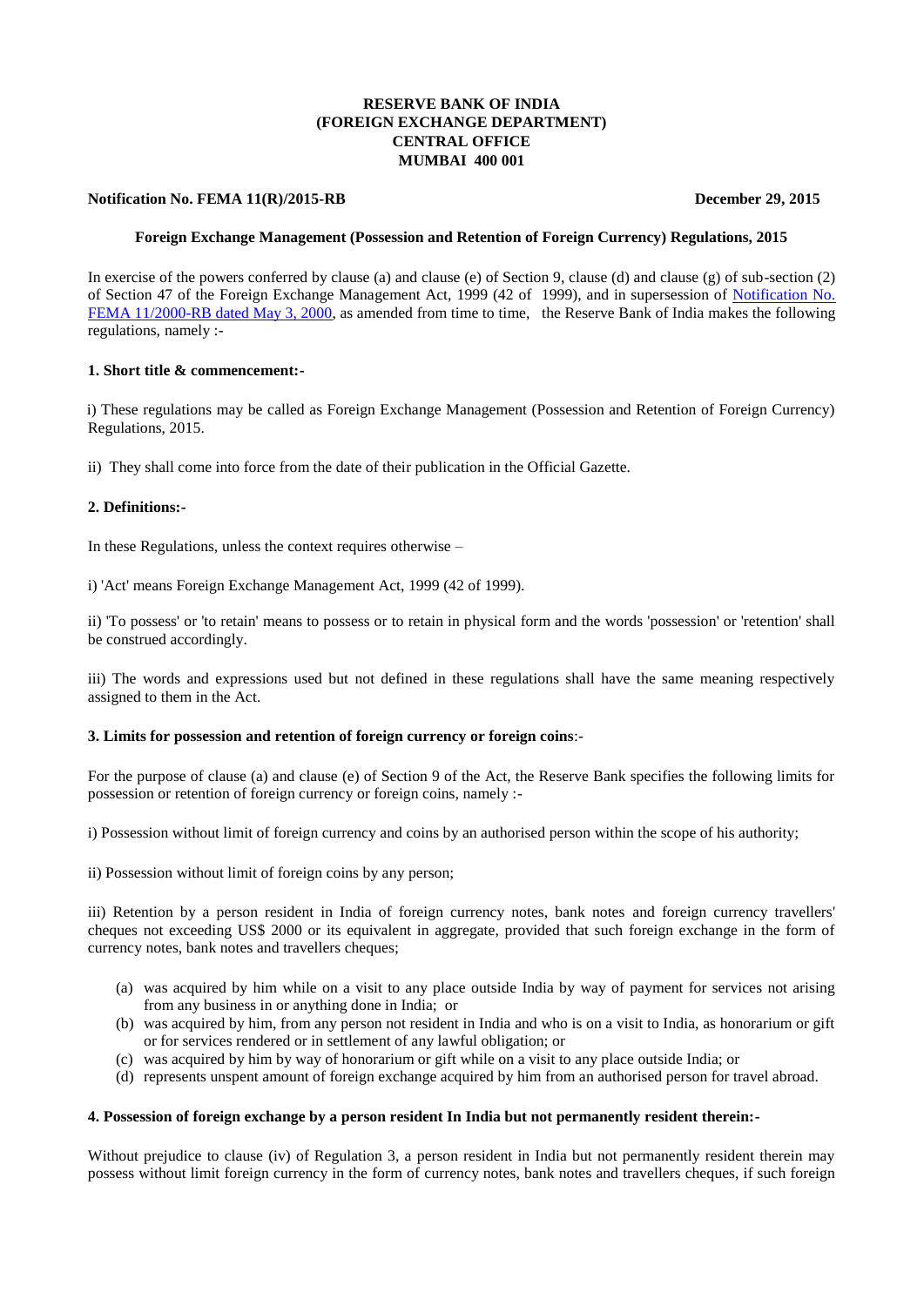**RESERVE BANK OF INDIA**
**(FOREIGN EXCHANGE DEPARTMENT)**
**CENTRAL OFFICE**
**MUMBAI 400 001**

**Notification No. FEMA 11(R)/2015-RB** **December 29, 2015**

**Foreign Exchange Management (Possession and Retention of Foreign Currency) Regulations, 2015**

In exercise of the powers conferred by clause (a) and clause (e) of Section 9, clause (d) and clause (g) of sub-section (2) of Section 47 of the Foreign Exchange Management Act, 1999 (42 of 1999), and in supersession of Notification No. FEMA 11/2000-RB dated May 3, 2000, as amended from time to time, the Reserve Bank of India makes the following regulations, namely :-

**1. Short title & commencement:-**

i) These regulations may be called as Foreign Exchange Management (Possession and Retention of Foreign Currency) Regulations, 2015.

ii) They shall come into force from the date of their publication in the Official Gazette.

**2. Definitions:-**

In these Regulations, unless the context requires otherwise –

i) 'Act' means Foreign Exchange Management Act, 1999 (42 of 1999).

ii) 'To possess' or 'to retain' means to possess or to retain in physical form and the words 'possession' or 'retention' shall be construed accordingly.

iii) The words and expressions used but not defined in these regulations shall have the same meaning respectively assigned to them in the Act.

**3. Limits for possession and retention of foreign currency or foreign coins**:-

For the purpose of clause (a) and clause (e) of Section 9 of the Act, the Reserve Bank specifies the following limits for possession or retention of foreign currency or foreign coins, namely :-

i) Possession without limit of foreign currency and coins by an authorised person within the scope of his authority;

ii) Possession without limit of foreign coins by any person;

iii) Retention by a person resident in India of foreign currency notes, bank notes and foreign currency travellers' cheques not exceeding US$ 2000 or its equivalent in aggregate, provided that such foreign exchange in the form of currency notes, bank notes and travellers cheques;

- (a) was acquired by him while on a visit to any place outside India by way of payment for services not arising from any business in or anything done in India; or
- (b) was acquired by him, from any person not resident in India and who is on a visit to India, as honorarium or gift or for services rendered or in settlement of any lawful obligation; or
- (c) was acquired by him by way of honorarium or gift while on a visit to any place outside India; or
- (d) represents unspent amount of foreign exchange acquired by him from an authorised person for travel abroad.

**4. Possession of foreign exchange by a person resident In India but not permanently resident therein:-**

Without prejudice to clause (iv) of Regulation 3, a person resident in India but not permanently resident therein may possess without limit foreign currency in the form of currency notes, bank notes and travellers cheques, if such foreign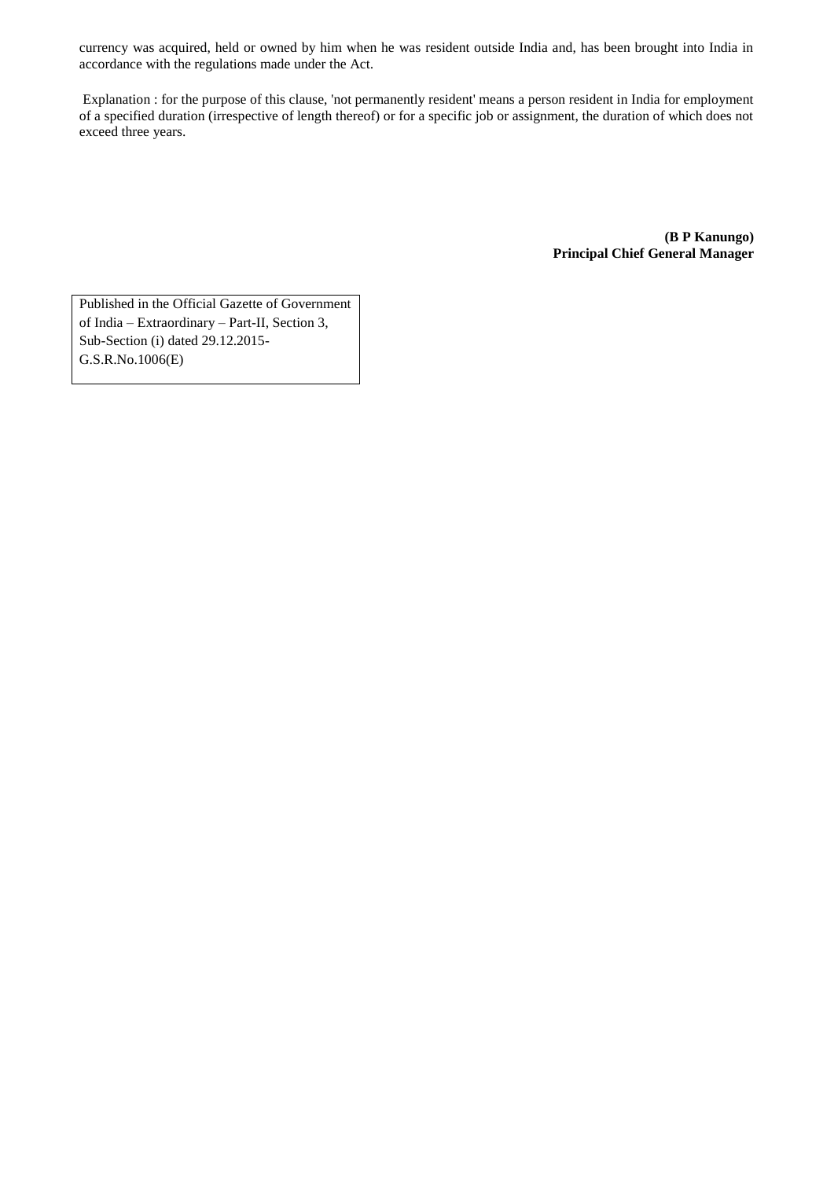currency was acquired, held or owned by him when he was resident outside India and, has been brought into India in accordance with the regulations made under the Act.

Explanation : for the purpose of this clause, 'not permanently resident' means a person resident in India for employment of a specified duration (irrespective of length thereof) or for a specific job or assignment, the duration of which does not exceed three years.

**(B P Kanungo)**
**Principal Chief General Manager**

Published in the Official Gazette of Government of India – Extraordinary – Part-II, Section 3, Sub-Section (i) dated 29.12.2015- G.S.R.No.1006(E)